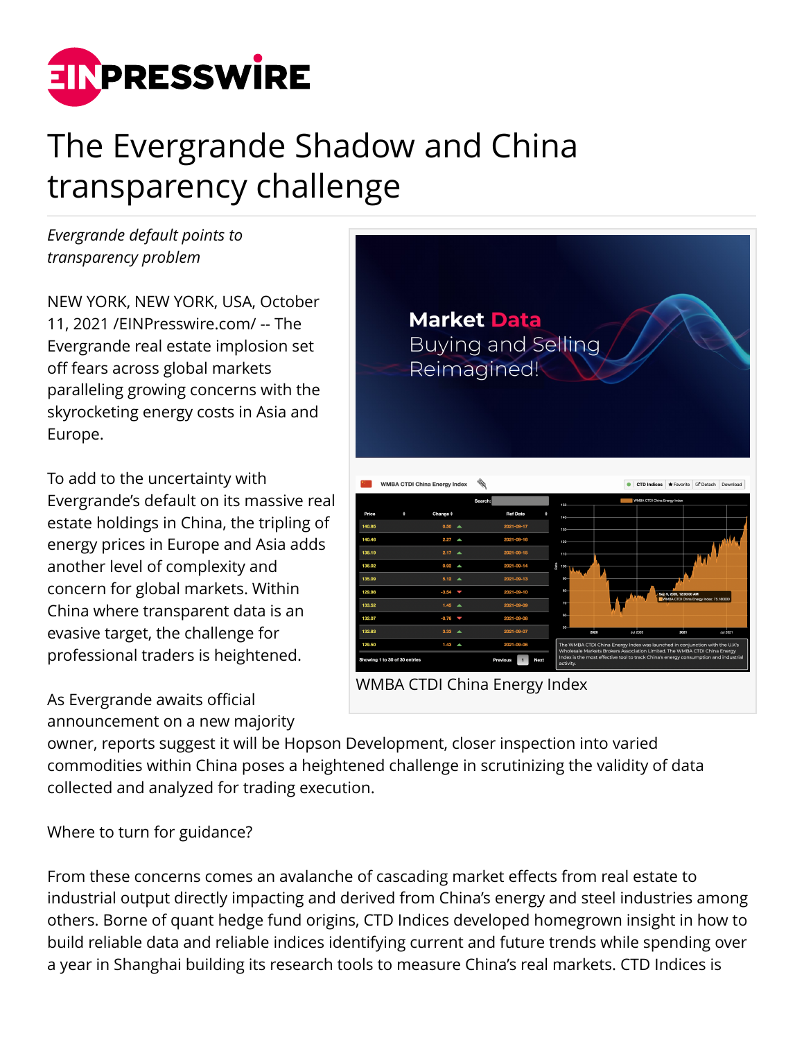# The Evergrande Shadow and China transparency challenge

*Evergrande default points to transparency problem*

NEW YORK, NEW YORK, USA, October 11, 2021 /EINPresswire.com/ -- The Evergrande real estate implosion set off fears across global markets paralleling growing concerns with the skyrocketing energy costs in Asia and Europe.

To add to the uncertainty with Evergrande's default on its massive real estate holdings in China, the tripling of energy prices in Europe and Asia adds another level of complexity and concern for global markets. Within China where transparent data is an evasive target, the challenge for professional traders is heightened.

WMBA CTDI China Energy Index

As Evergrande awaits official announcement on a new majority owner, reports suggest it will be Hopson Development, closer inspection into varied commodities within China poses a heightened challenge in scrutinizing the validity of data collected and analyzed for trading execution.

Where to turn for guidance?

From these concerns comes an avalanche of cascading market effects from real estate to industrial output directly impacting and derived from China's energy and steel industries among others. Borne of quant hedge fund origins, CTD Indices developed homegrown insight in how to build reliable data and reliable indices identifying current and future trends while spending over a year in Shanghai building its research tools to measure China's real markets. CTD Indices is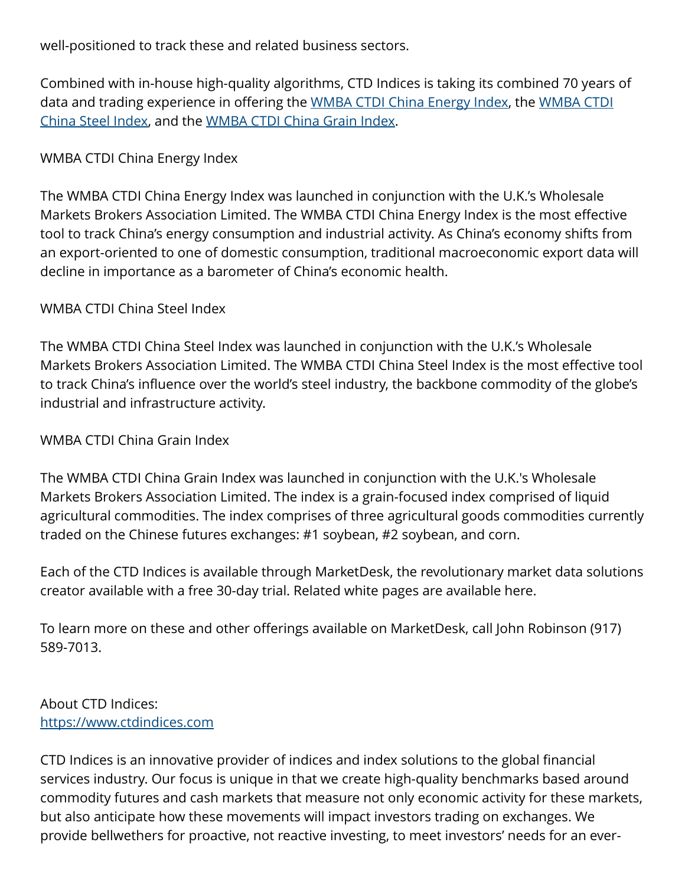well-positioned to track these and related business sectors.

Combined with in-house high-quality algorithms, CTD Indices is taking its combined 70 years of data and trading experience in offering the WMBA CTDI China Energy Index, the WMBA CTDI China Steel Index, and the WMBA CTDI China Grain Index.

WMBA CTDI China Energy Index

The WMBA CTDI China Energy Index was launched in conjunction with the U.K.'s Wholesale Markets Brokers Association Limited. The WMBA CTDI China Energy Index is the most effective tool to track China's energy consumption and industrial activity. As China's economy shifts from an export-oriented to one of domestic consumption, traditional macroeconomic export data will decline in importance as a barometer of China's economic health.

WMBA CTDI China Steel Index

The WMBA CTDI China Steel Index was launched in conjunction with the U.K.'s Wholesale Markets Brokers Association Limited. The WMBA CTDI China Steel Index is the most effective tool to track China's influence over the world's steel industry, the backbone commodity of the globe's industrial and infrastructure activity.

WMBA CTDI China Grain Index

The WMBA CTDI China Grain Index was launched in conjunction with the U.K.'s Wholesale Markets Brokers Association Limited. The index is a grain-focused index comprised of liquid agricultural commodities. The index comprises of three agricultural goods commodities currently traded on the Chinese futures exchanges: #1 soybean, #2 soybean, and corn.

Each of the CTD Indices is available through MarketDesk, the revolutionary market data solutions creator available with a free 30-day trial. Related white pages are available here.

To learn more on these and other offerings available on MarketDesk, call John Robinson (917) 589-7013.

About CTD Indices:
https://www.ctdindices.com

CTD Indices is an innovative provider of indices and index solutions to the global financial services industry. Our focus is unique in that we create high-quality benchmarks based around commodity futures and cash markets that measure not only economic activity for these markets, but also anticipate how these movements will impact investors trading on exchanges. We provide bellwethers for proactive, not reactive investing, to meet investors' needs for an ever-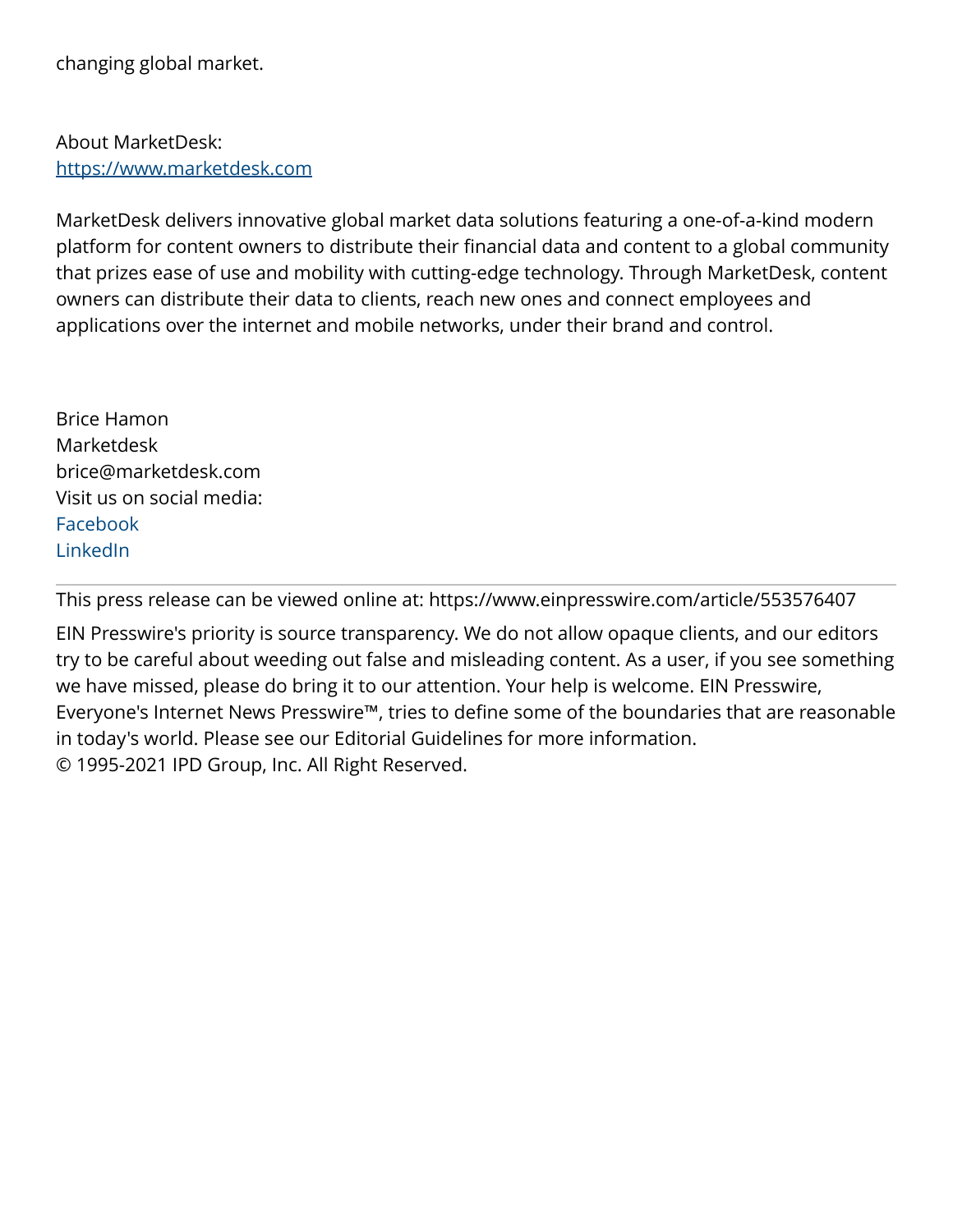changing global market.

About MarketDesk:
https://www.marketdesk.com

MarketDesk delivers innovative global market data solutions featuring a one-of-a-kind modern platform for content owners to distribute their financial data and content to a global community that prizes ease of use and mobility with cutting-edge technology. Through MarketDesk, content owners can distribute their data to clients, reach new ones and connect employees and applications over the internet and mobile networks, under their brand and control.

Brice Hamon
Marketdesk
brice@marketdesk.com
Visit us on social media:
Facebook
LinkedIn

---

This press release can be viewed online at: https://www.einpresswire.com/article/553576407

EIN Presswire's priority is source transparency. We do not allow opaque clients, and our editors try to be careful about weeding out false and misleading content. As a user, if you see something we have missed, please do bring it to our attention. Your help is welcome. EIN Presswire, Everyone's Internet News Presswire™, tries to define some of the boundaries that are reasonable in today's world. Please see our Editorial Guidelines for more information.
© 1995-2021 IPD Group, Inc. All Right Reserved.